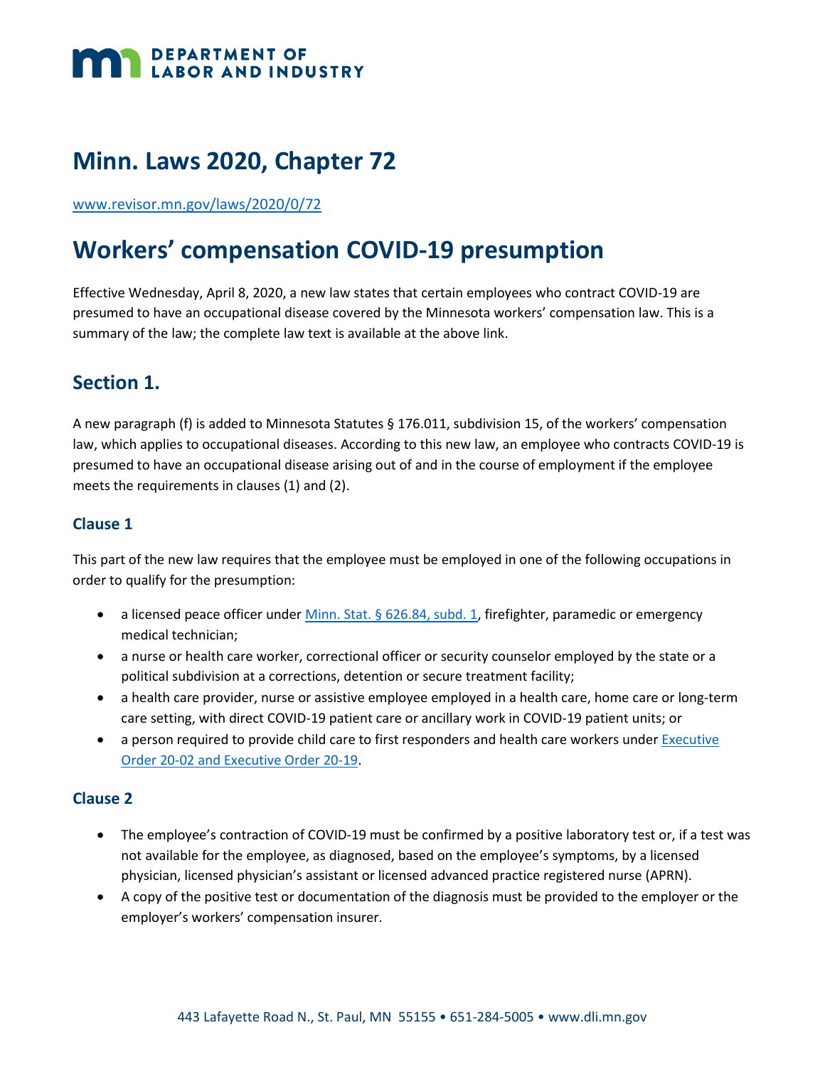# Minn. Laws 2020, Chapter 72

www.revisor.mn.gov/laws/2020/0/72

# Workers' compensation COVID-19 presumption

Effective Wednesday, April 8, 2020, a new law states that certain employees who contract COVID-19 are presumed to have an occupational disease covered by the Minnesota workers' compensation law. This is a summary of the law; the complete law text is available at the above link.

## Section 1.

A new paragraph (f) is added to Minnesota Statutes § 176.011, subdivision 15, of the workers' compensation law, which applies to occupational diseases. According to this new law, an employee who contracts COVID-19 is presumed to have an occupational disease arising out of and in the course of employment if the employee meets the requirements in clauses (1) and (2).

### Clause 1

This part of the new law requires that the employee must be employed in one of the following occupations in order to qualify for the presumption:

- a licensed peace officer under Minn. Stat. § 626.84, subd. 1, firefighter, paramedic or emergency medical technician;
- a nurse or health care worker, correctional officer or security counselor employed by the state or a political subdivision at a corrections, detention or secure treatment facility;
- a health care provider, nurse or assistive employee employed in a health care, home care or long-term care setting, with direct COVID-19 patient care or ancillary work in COVID-19 patient units; or
- a person required to provide child care to first responders and health care workers under Executive Order 20-02 and Executive Order 20-19.

### Clause 2

- The employee's contraction of COVID-19 must be confirmed by a positive laboratory test or, if a test was not available for the employee, as diagnosed, based on the employee's symptoms, by a licensed physician, licensed physician's assistant or licensed advanced practice registered nurse (APRN).
- A copy of the positive test or documentation of the diagnosis must be provided to the employer or the employer's workers' compensation insurer.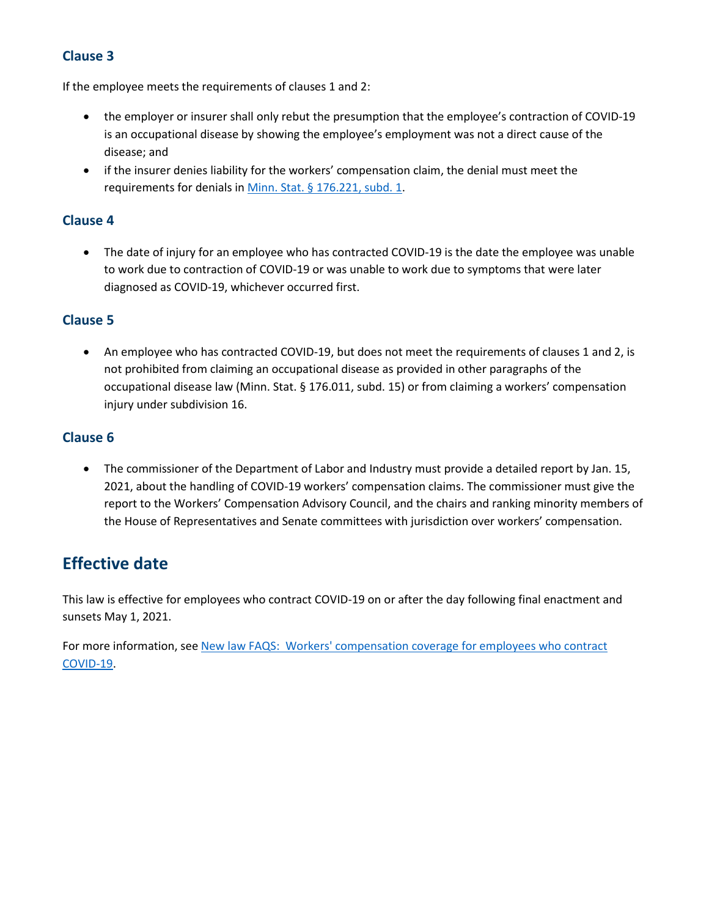### Clause 3

If the employee meets the requirements of clauses 1 and 2:

- the employer or insurer shall only rebut the presumption that the employee's contraction of COVID-19 is an occupational disease by showing the employee's employment was not a direct cause of the disease; and
- if the insurer denies liability for the workers' compensation claim, the denial must meet the requirements for denials in [Minn. Stat. § 176.221, subd. 1](Minn. Stat. § 176.221, subd. 1).

### Clause 4

- The date of injury for an employee who has contracted COVID-19 is the date the employee was unable to work due to contraction of COVID-19 or was unable to work due to symptoms that were later diagnosed as COVID-19, whichever occurred first.

### Clause 5

- An employee who has contracted COVID-19, but does not meet the requirements of clauses 1 and 2, is not prohibited from claiming an occupational disease as provided in other paragraphs of the occupational disease law (Minn. Stat. § 176.011, subd. 15) or from claiming a workers' compensation injury under subdivision 16.

### Clause 6

- The commissioner of the Department of Labor and Industry must provide a detailed report by Jan. 15, 2021, about the handling of COVID-19 workers' compensation claims. The commissioner must give the report to the Workers' Compensation Advisory Council, and the chairs and ranking minority members of the House of Representatives and Senate committees with jurisdiction over workers' compensation.

## Effective date

This law is effective for employees who contract COVID-19 on or after the day following final enactment and sunsets May 1, 2021.

For more information, see New law FAQS: Workers' compensation coverage for employees who contract COVID-19.